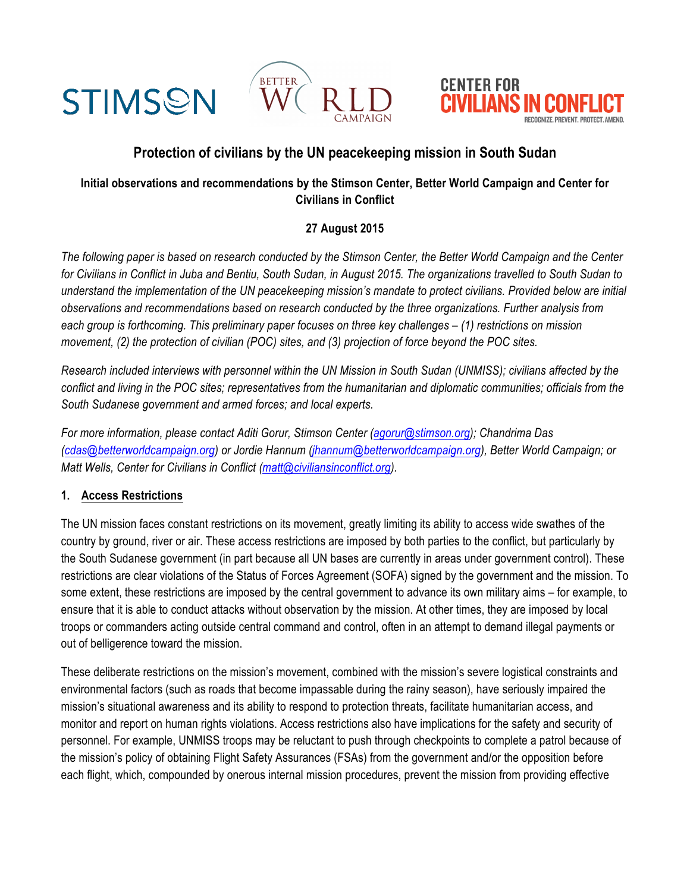STIMSON | BETTER WORLD CAMPAIGN | CENTER FOR CIVILIANS IN CONFLICT — RECOGNIZE. PREVENT. PROTECT. AMEND.

# Protection of civilians by the UN peacekeeping mission in South Sudan

**Initial observations and recommendations by the Stimson Center, Better World Campaign and Center for Civilians in Conflict**

**27 August 2015**

*The following paper is based on research conducted by the Stimson Center, the Better World Campaign and the Center for Civilians in Conflict in Juba and Bentiu, South Sudan, in August 2015. The organizations travelled to South Sudan to understand the implementation of the UN peacekeeping mission's mandate to protect civilians. Provided below are initial observations and recommendations based on research conducted by the three organizations. Further analysis from each group is forthcoming. This preliminary paper focuses on three key challenges – (1) restrictions on mission movement, (2) the protection of civilian (POC) sites, and (3) projection of force beyond the POC sites.*

*Research included interviews with personnel within the UN Mission in South Sudan (UNMISS); civilians affected by the conflict and living in the POC sites; representatives from the humanitarian and diplomatic communities; officials from the South Sudanese government and armed forces; and local experts.*

*For more information, please contact Aditi Gorur, Stimson Center (agorur@stimson.org); Chandrima Das (cdas@betterworldcampaign.org) or Jordie Hannum (jhannum@betterworldcampaign.org), Better World Campaign; or Matt Wells, Center for Civilians in Conflict (matt@civiliansinconflict.org).*

## 1. Access Restrictions

The UN mission faces constant restrictions on its movement, greatly limiting its ability to access wide swathes of the country by ground, river or air. These access restrictions are imposed by both parties to the conflict, but particularly by the South Sudanese government (in part because all UN bases are currently in areas under government control). These restrictions are clear violations of the Status of Forces Agreement (SOFA) signed by the government and the mission. To some extent, these restrictions are imposed by the central government to advance its own military aims – for example, to ensure that it is able to conduct attacks without observation by the mission. At other times, they are imposed by local troops or commanders acting outside central command and control, often in an attempt to demand illegal payments or out of belligerence toward the mission.

These deliberate restrictions on the mission's movement, combined with the mission's severe logistical constraints and environmental factors (such as roads that become impassable during the rainy season), have seriously impaired the mission's situational awareness and its ability to respond to protection threats, facilitate humanitarian access, and monitor and report on human rights violations. Access restrictions also have implications for the safety and security of personnel. For example, UNMISS troops may be reluctant to push through checkpoints to complete a patrol because of the mission's policy of obtaining Flight Safety Assurances (FSAs) from the government and/or the opposition before each flight, which, compounded by onerous internal mission procedures, prevent the mission from providing effective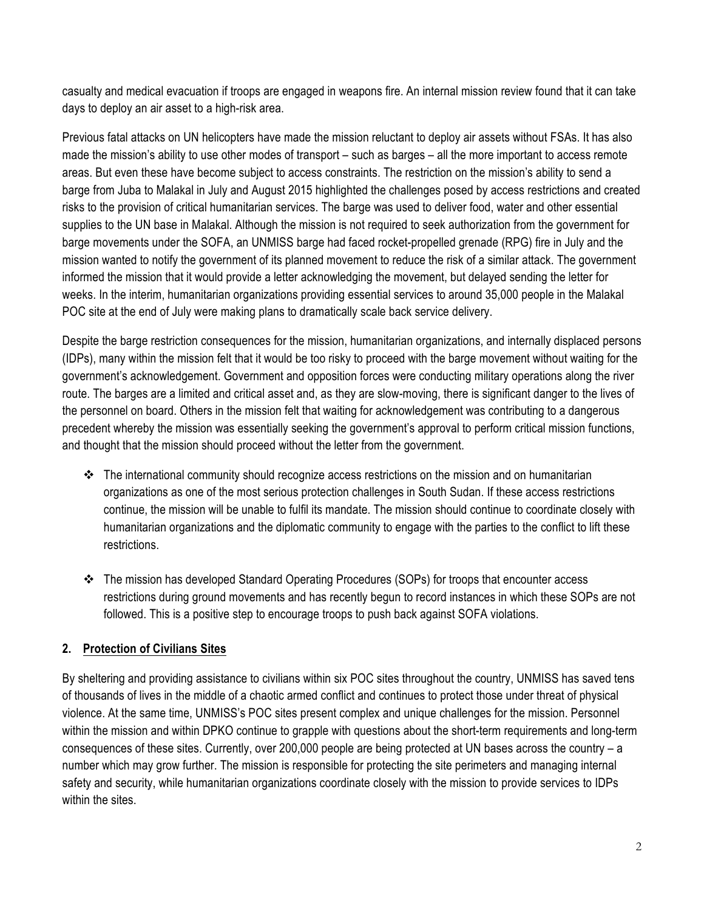casualty and medical evacuation if troops are engaged in weapons fire. An internal mission review found that it can take days to deploy an air asset to a high-risk area.

Previous fatal attacks on UN helicopters have made the mission reluctant to deploy air assets without FSAs. It has also made the mission's ability to use other modes of transport – such as barges – all the more important to access remote areas. But even these have become subject to access constraints. The restriction on the mission's ability to send a barge from Juba to Malakal in July and August 2015 highlighted the challenges posed by access restrictions and created risks to the provision of critical humanitarian services. The barge was used to deliver food, water and other essential supplies to the UN base in Malakal. Although the mission is not required to seek authorization from the government for barge movements under the SOFA, an UNMISS barge had faced rocket-propelled grenade (RPG) fire in July and the mission wanted to notify the government of its planned movement to reduce the risk of a similar attack. The government informed the mission that it would provide a letter acknowledging the movement, but delayed sending the letter for weeks. In the interim, humanitarian organizations providing essential services to around 35,000 people in the Malakal POC site at the end of July were making plans to dramatically scale back service delivery.

Despite the barge restriction consequences for the mission, humanitarian organizations, and internally displaced persons (IDPs), many within the mission felt that it would be too risky to proceed with the barge movement without waiting for the government's acknowledgement. Government and opposition forces were conducting military operations along the river route. The barges are a limited and critical asset and, as they are slow-moving, there is significant danger to the lives of the personnel on board. Others in the mission felt that waiting for acknowledgement was contributing to a dangerous precedent whereby the mission was essentially seeking the government's approval to perform critical mission functions, and thought that the mission should proceed without the letter from the government.

- ❖ The international community should recognize access restrictions on the mission and on humanitarian organizations as one of the most serious protection challenges in South Sudan. If these access restrictions continue, the mission will be unable to fulfil its mandate. The mission should continue to coordinate closely with humanitarian organizations and the diplomatic community to engage with the parties to the conflict to lift these restrictions.

- ❖ The mission has developed Standard Operating Procedures (SOPs) for troops that encounter access restrictions during ground movements and has recently begun to record instances in which these SOPs are not followed. This is a positive step to encourage troops to push back against SOFA violations.

## 2. Protection of Civilians Sites

By sheltering and providing assistance to civilians within six POC sites throughout the country, UNMISS has saved tens of thousands of lives in the middle of a chaotic armed conflict and continues to protect those under threat of physical violence. At the same time, UNMISS's POC sites present complex and unique challenges for the mission. Personnel within the mission and within DPKO continue to grapple with questions about the short-term requirements and long-term consequences of these sites. Currently, over 200,000 people are being protected at UN bases across the country – a number which may grow further. The mission is responsible for protecting the site perimeters and managing internal safety and security, while humanitarian organizations coordinate closely with the mission to provide services to IDPs within the sites.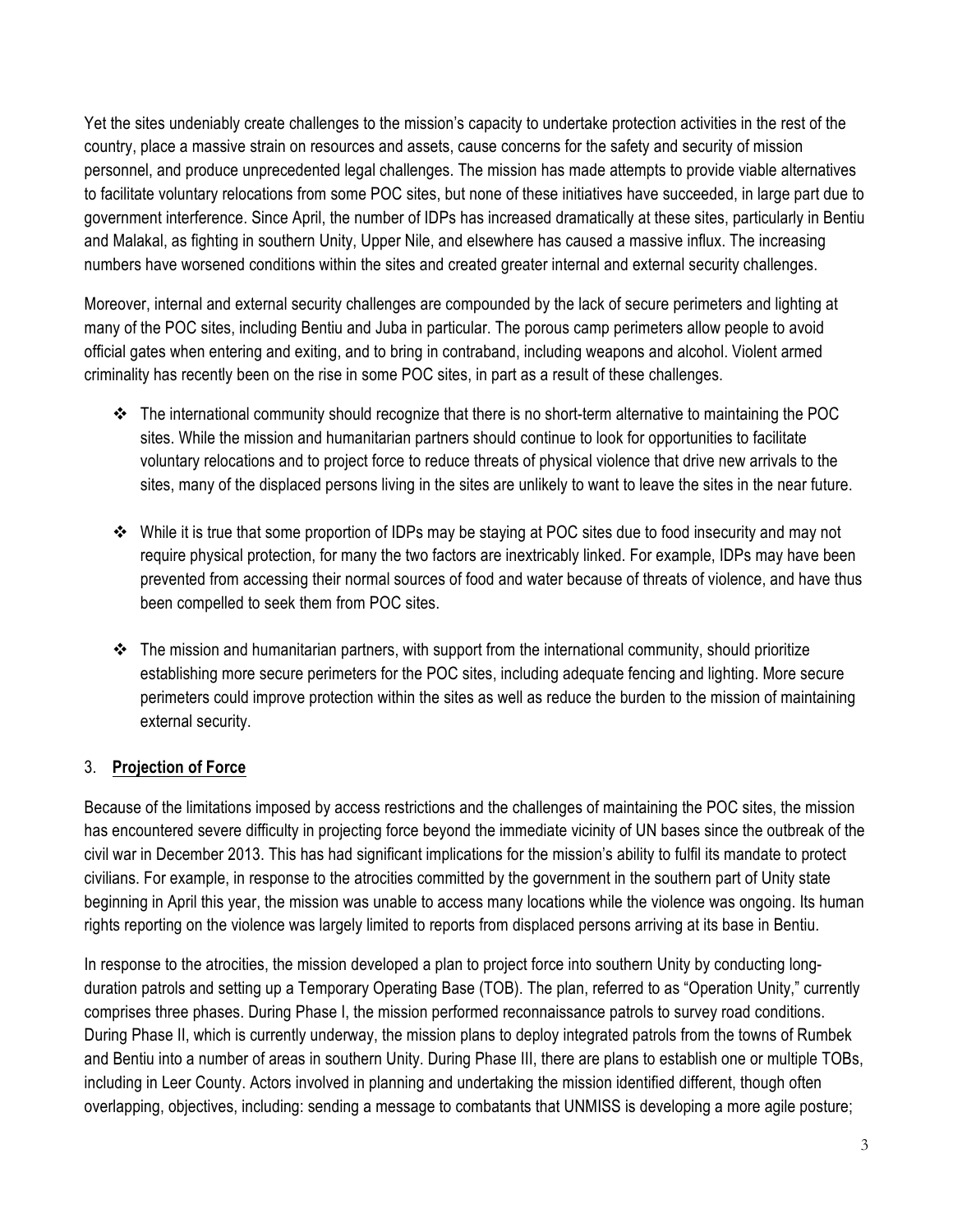Yet the sites undeniably create challenges to the mission's capacity to undertake protection activities in the rest of the country, place a massive strain on resources and assets, cause concerns for the safety and security of mission personnel, and produce unprecedented legal challenges. The mission has made attempts to provide viable alternatives to facilitate voluntary relocations from some POC sites, but none of these initiatives have succeeded, in large part due to government interference. Since April, the number of IDPs has increased dramatically at these sites, particularly in Bentiu and Malakal, as fighting in southern Unity, Upper Nile, and elsewhere has caused a massive influx. The increasing numbers have worsened conditions within the sites and created greater internal and external security challenges.

Moreover, internal and external security challenges are compounded by the lack of secure perimeters and lighting at many of the POC sites, including Bentiu and Juba in particular. The porous camp perimeters allow people to avoid official gates when entering and exiting, and to bring in contraband, including weapons and alcohol. Violent armed criminality has recently been on the rise in some POC sites, in part as a result of these challenges.

- The international community should recognize that there is no short-term alternative to maintaining the POC sites. While the mission and humanitarian partners should continue to look for opportunities to facilitate voluntary relocations and to project force to reduce threats of physical violence that drive new arrivals to the sites, many of the displaced persons living in the sites are unlikely to want to leave the sites in the near future.

- While it is true that some proportion of IDPs may be staying at POC sites due to food insecurity and may not require physical protection, for many the two factors are inextricably linked. For example, IDPs may have been prevented from accessing their normal sources of food and water because of threats of violence, and have thus been compelled to seek them from POC sites.

- The mission and humanitarian partners, with support from the international community, should prioritize establishing more secure perimeters for the POC sites, including adequate fencing and lighting. More secure perimeters could improve protection within the sites as well as reduce the burden to the mission of maintaining external security.

### 3. **Projection of Force**

Because of the limitations imposed by access restrictions and the challenges of maintaining the POC sites, the mission has encountered severe difficulty in projecting force beyond the immediate vicinity of UN bases since the outbreak of the civil war in December 2013. This has had significant implications for the mission's ability to fulfil its mandate to protect civilians. For example, in response to the atrocities committed by the government in the southern part of Unity state beginning in April this year, the mission was unable to access many locations while the violence was ongoing. Its human rights reporting on the violence was largely limited to reports from displaced persons arriving at its base in Bentiu.

In response to the atrocities, the mission developed a plan to project force into southern Unity by conducting long-duration patrols and setting up a Temporary Operating Base (TOB). The plan, referred to as "Operation Unity," currently comprises three phases. During Phase I, the mission performed reconnaissance patrols to survey road conditions. During Phase II, which is currently underway, the mission plans to deploy integrated patrols from the towns of Rumbek and Bentiu into a number of areas in southern Unity. During Phase III, there are plans to establish one or multiple TOBs, including in Leer County. Actors involved in planning and undertaking the mission identified different, though often overlapping, objectives, including: sending a message to combatants that UNMISS is developing a more agile posture;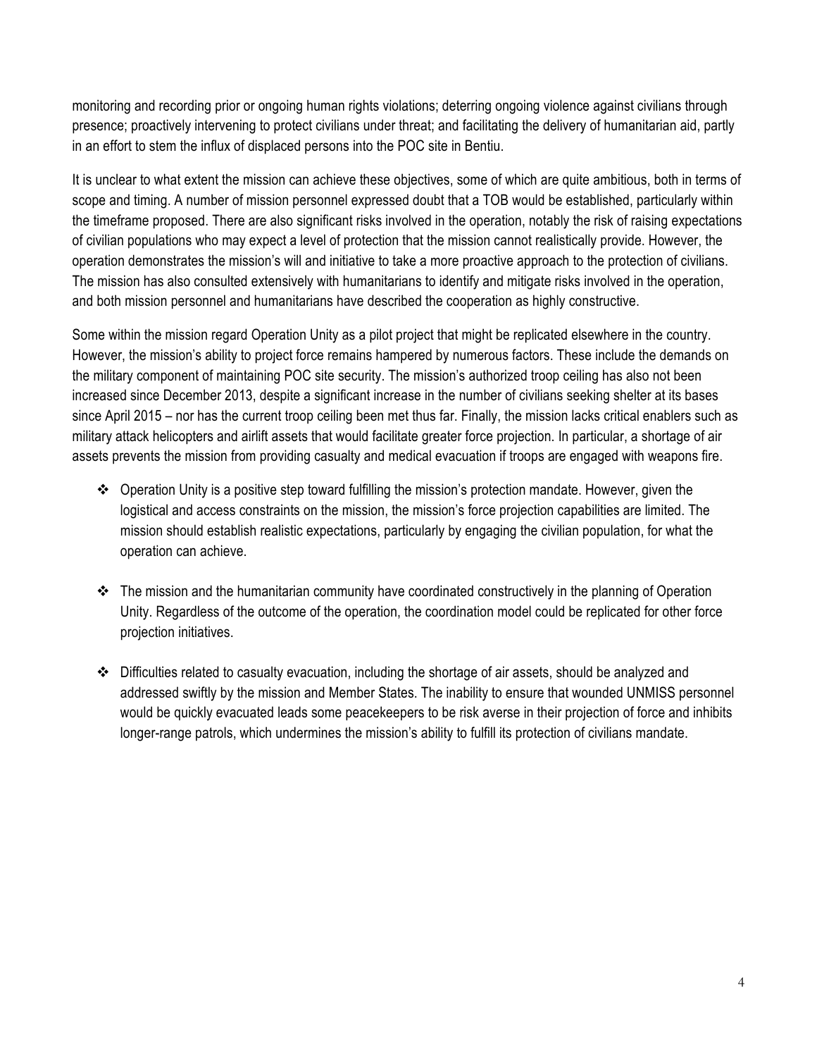monitoring and recording prior or ongoing human rights violations; deterring ongoing violence against civilians through presence; proactively intervening to protect civilians under threat; and facilitating the delivery of humanitarian aid, partly in an effort to stem the influx of displaced persons into the POC site in Bentiu.

It is unclear to what extent the mission can achieve these objectives, some of which are quite ambitious, both in terms of scope and timing. A number of mission personnel expressed doubt that a TOB would be established, particularly within the timeframe proposed. There are also significant risks involved in the operation, notably the risk of raising expectations of civilian populations who may expect a level of protection that the mission cannot realistically provide. However, the operation demonstrates the mission's will and initiative to take a more proactive approach to the protection of civilians. The mission has also consulted extensively with humanitarians to identify and mitigate risks involved in the operation, and both mission personnel and humanitarians have described the cooperation as highly constructive.

Some within the mission regard Operation Unity as a pilot project that might be replicated elsewhere in the country. However, the mission's ability to project force remains hampered by numerous factors. These include the demands on the military component of maintaining POC site security. The mission's authorized troop ceiling has also not been increased since December 2013, despite a significant increase in the number of civilians seeking shelter at its bases since April 2015 – nor has the current troop ceiling been met thus far. Finally, the mission lacks critical enablers such as military attack helicopters and airlift assets that would facilitate greater force projection. In particular, a shortage of air assets prevents the mission from providing casualty and medical evacuation if troops are engaged with weapons fire.

- ❖ Operation Unity is a positive step toward fulfilling the mission's protection mandate. However, given the logistical and access constraints on the mission, the mission's force projection capabilities are limited. The mission should establish realistic expectations, particularly by engaging the civilian population, for what the operation can achieve.

- ❖ The mission and the humanitarian community have coordinated constructively in the planning of Operation Unity. Regardless of the outcome of the operation, the coordination model could be replicated for other force projection initiatives.

- ❖ Difficulties related to casualty evacuation, including the shortage of air assets, should be analyzed and addressed swiftly by the mission and Member States. The inability to ensure that wounded UNMISS personnel would be quickly evacuated leads some peacekeepers to be risk averse in their projection of force and inhibits longer-range patrols, which undermines the mission's ability to fulfill its protection of civilians mandate.